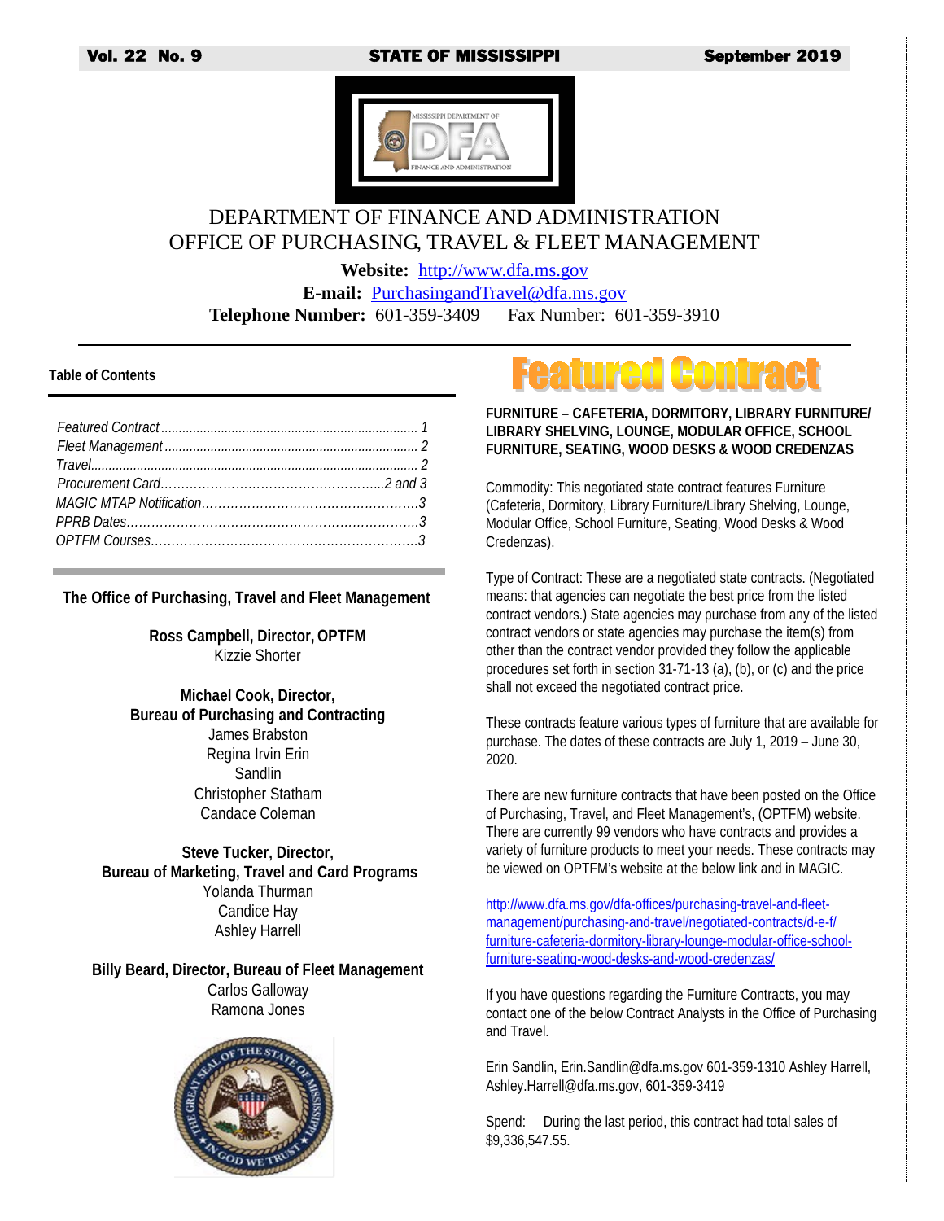Vol. 22 No. 9 — STATE OF MISSISSIPPI — September 2019

# DEPARTMENT OF FINANCE AND ADMINISTRATION
# OFFICE OF PURCHASING, TRAVEL & FLEET MANAGEMENT

**Website:** http://www.dfa.ms.gov
**E-mail:** PurchasingandTravel@dfa.ms.gov
**Telephone Number:** 601-359-3409 Fax Number: 601-359-3910

## Table of Contents

*Featured Contract ........ 1*
*Fleet Management ........ 2*
*Travel ........ 2*
*Procurement Card ........ 2 and 3*
*MAGIC MTAP Notification ........ 3*
*PPRB Dates ........ 3*
*OPTFM Courses ........ 3*

**The Office of Purchasing, Travel and Fleet Management**

**Ross Campbell, Director, OPTFM**
Kizzie Shorter

**Michael Cook, Director, Bureau of Purchasing and Contracting**
James Brabston
Regina Irvin Erin
Sandlin
Christopher Statham
Candace Coleman

**Steve Tucker, Director, Bureau of Marketing, Travel and Card Programs**
Yolanda Thurman
Candice Hay
Ashley Harrell

**Billy Beard, Director, Bureau of Fleet Management**
Carlos Galloway
Ramona Jones

# Featured Contract

**FURNITURE – CAFETERIA, DORMITORY, LIBRARY FURNITURE/ LIBRARY SHELVING, LOUNGE, MODULAR OFFICE, SCHOOL FURNITURE, SEATING, WOOD DESKS & WOOD CREDENZAS**

Commodity: This negotiated state contract features Furniture (Cafeteria, Dormitory, Library Furniture/Library Shelving, Lounge, Modular Office, School Furniture, Seating, Wood Desks & Wood Credenzas).

Type of Contract: These are a negotiated state contracts. (Negotiated means: that agencies can negotiate the best price from the listed contract vendors.) State agencies may purchase from any of the listed contract vendors or state agencies may purchase the item(s) from other than the contract vendor provided they follow the applicable procedures set forth in section 31-71-13 (a), (b), or (c) and the price shall not exceed the negotiated contract price.

These contracts feature various types of furniture that are available for purchase. The dates of these contracts are July 1, 2019 – June 30, 2020.

There are new furniture contracts that have been posted on the Office of Purchasing, Travel, and Fleet Management's, (OPTFM) website. There are currently 99 vendors who have contracts and provides a variety of furniture products to meet your needs. These contracts may be viewed on OPTFM's website at the below link and in MAGIC.

http://www.dfa.ms.gov/dfa-offices/purchasing-travel-and-fleet-management/purchasing-and-travel/negotiated-contracts/d-e-f/furniture-cafeteria-dormitory-library-lounge-modular-office-school-furniture-seating-wood-desks-and-wood-credenzas/

If you have questions regarding the Furniture Contracts, you may contact one of the below Contract Analysts in the Office of Purchasing and Travel.

Erin Sandlin, Erin.Sandlin@dfa.ms.gov 601-359-1310 Ashley Harrell, Ashley.Harrell@dfa.ms.gov, 601-359-3419

Spend: During the last period, this contract had total sales of $9,336,547.55.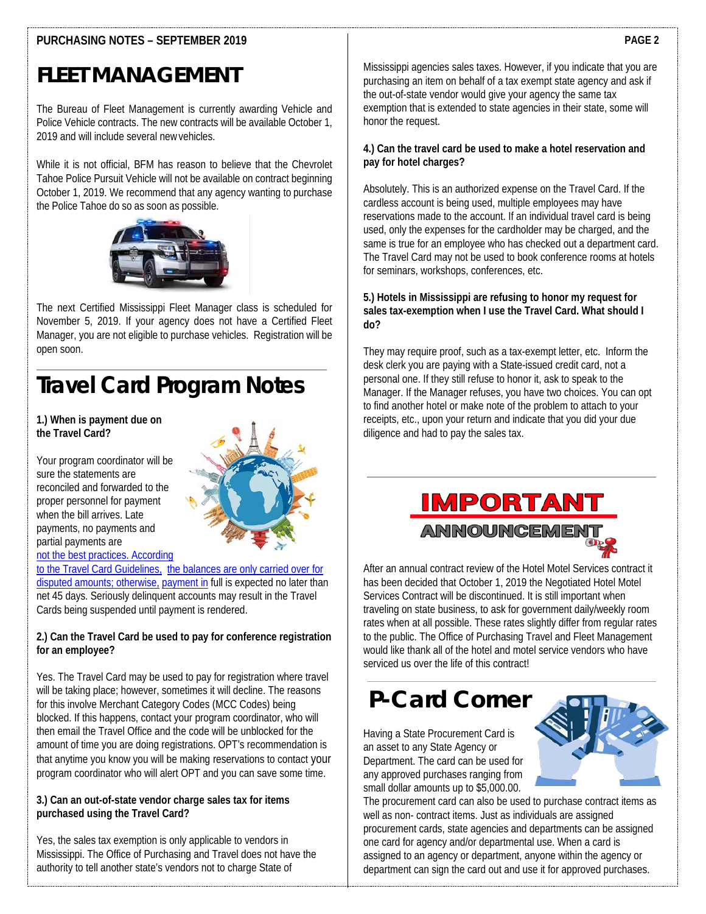# FLEET MANAGEMENT

The Bureau of Fleet Management is currently awarding Vehicle and Police Vehicle contracts. The new contracts will be available October 1, 2019 and will include several new vehicles.

While it is not official, BFM has reason to believe that the Chevrolet Tahoe Police Pursuit Vehicle will not be available on contract beginning October 1, 2019. We recommend that any agency wanting to purchase the Police Tahoe do so as soon as possible.

The next Certified Mississippi Fleet Manager class is scheduled for November 5, 2019. If your agency does not have a Certified Fleet Manager, you are not eligible to purchase vehicles. Registration will be open soon.

# Travel Card Program Notes

**1.) When is payment due on the Travel Card?**

Your program coordinator will be sure the statements are reconciled and forwarded to the proper personnel for payment when the bill arrives. Late payments, no payments and partial payments are not the best practices. According to the Travel Card Guidelines, the balances are only carried over for disputed amounts; otherwise, payment in full is expected no later than net 45 days. Seriously delinquent accounts may result in the Travel Cards being suspended until payment is rendered.

**2.) Can the Travel Card be used to pay for conference registration for an employee?**

Yes. The Travel Card may be used to pay for registration where travel will be taking place; however, sometimes it will decline. The reasons for this involve Merchant Category Codes (MCC Codes) being blocked. If this happens, contact your program coordinator, who will then email the Travel Office and the code will be unblocked for the amount of time you are doing registrations. OPT's recommendation is that anytime you know you will be making reservations to contact your program coordinator who will alert OPT and you can save some time.

**3.) Can an out-of-state vendor charge sales tax for items purchased using the Travel Card?**

Yes, the sales tax exemption is only applicable to vendors in Mississippi. The Office of Purchasing and Travel does not have the authority to tell another state's vendors not to charge State of Mississippi agencies sales taxes. However, if you indicate that you are purchasing an item on behalf of a tax exempt state agency and ask if the out-of-state vendor would give your agency the same tax exemption that is extended to state agencies in their state, some will honor the request.

**4.) Can the travel card be used to make a hotel reservation and pay for hotel charges?**

Absolutely. This is an authorized expense on the Travel Card. If the cardless account is being used, multiple employees may have reservations made to the account. If an individual travel card is being used, only the expenses for the cardholder may be charged, and the same is true for an employee who has checked out a department card. The Travel Card may not be used to book conference rooms at hotels for seminars, workshops, conferences, etc.

**5.) Hotels in Mississippi are refusing to honor my request for sales tax-exemption when I use the Travel Card. What should I do?**

They may require proof, such as a tax-exempt letter, etc. Inform the desk clerk you are paying with a State-issued credit card, not a personal one. If they still refuse to honor it, ask to speak to the Manager. If the Manager refuses, you have two choices. You can opt to find another hotel or make note of the problem to attach to your receipts, etc., upon your return and indicate that you did your due diligence and had to pay the sales tax.

## IMPORTANT ANNOUNCEMENT

After an annual contract review of the Hotel Motel Services contract it has been decided that October 1, 2019 the Negotiated Hotel Motel Services Contract will be discontinued. It is still important when traveling on state business, to ask for government daily/weekly room rates when at all possible. These rates slightly differ from regular rates to the public. The Office of Purchasing Travel and Fleet Management would like thank all of the hotel and motel service vendors who have serviced us over the life of this contract!

# P-Card Corner

Having a State Procurement Card is an asset to any State Agency or Department. The card can be used for any approved purchases ranging from small dollar amounts up to $5,000.00. The procurement card can also be used to purchase contract items as well as non- contract items. Just as individuals are assigned procurement cards, state agencies and departments can be assigned one card for agency and/or departmental use. When a card is assigned to an agency or department, anyone within the agency or department can sign the card out and use it for approved purchases.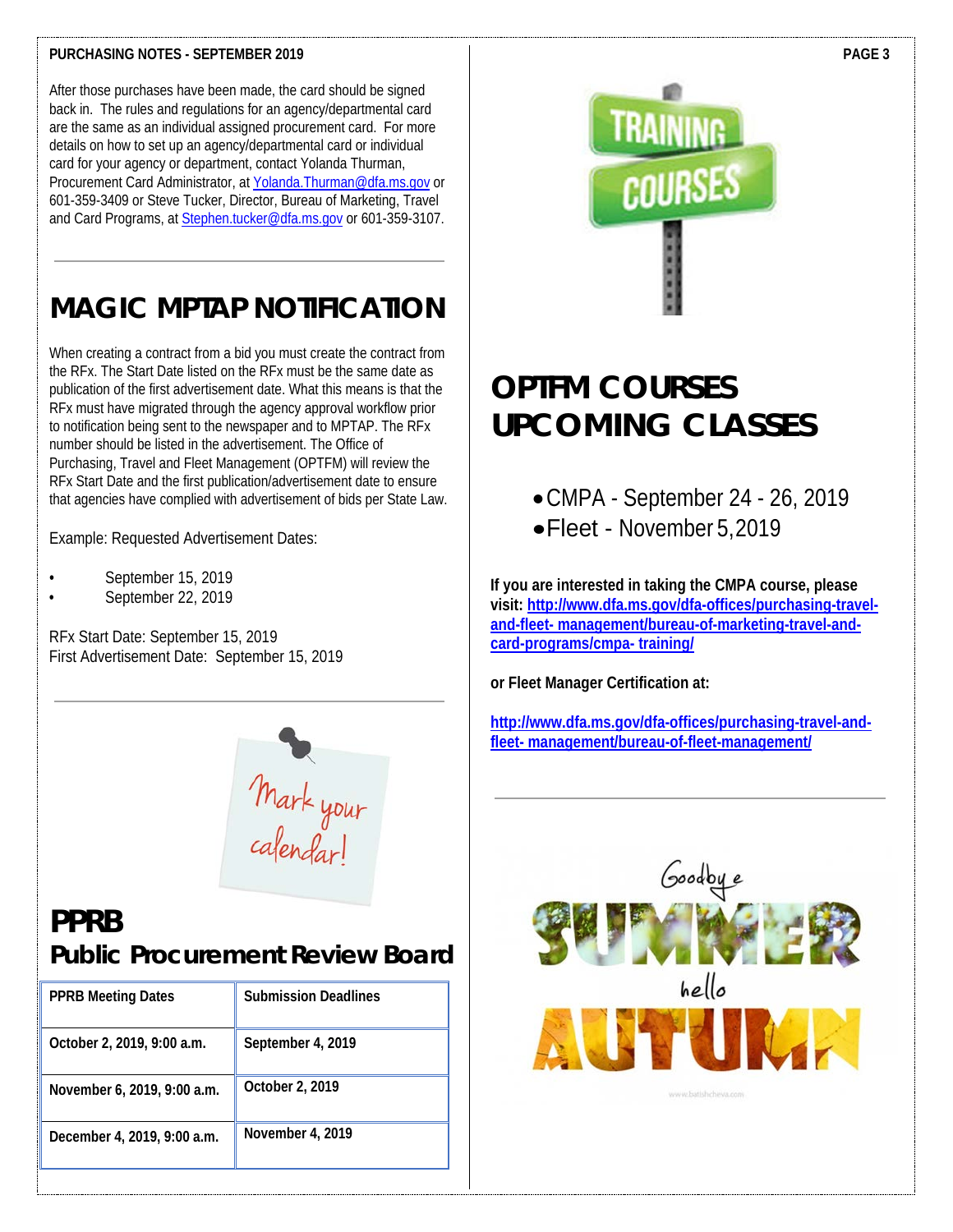After those purchases have been made, the card should be signed back in. The rules and regulations for an agency/departmental card are the same as an individual assigned procurement card. For more details on how to set up an agency/departmental card or individual card for your agency or department, contact Yolanda Thurman, Procurement Card Administrator, at Yolanda.Thurman@dfa.ms.gov or 601-359-3409 or Steve Tucker, Director, Bureau of Marketing, Travel and Card Programs, at Stephen.tucker@dfa.ms.gov or 601-359-3107.

## MAGIC MPTAP NOTIFICATION

When creating a contract from a bid you must create the contract from the RFx. The Start Date listed on the RFx must be the same date as publication of the first advertisement date. What this means is that the RFx must have migrated through the agency approval workflow prior to notification being sent to the newspaper and to MPTAP. The RFx number should be listed in the advertisement. The Office of Purchasing, Travel and Fleet Management (OPTFM) will review the RFx Start Date and the first publication/advertisement date to ensure that agencies have complied with advertisement of bids per State Law.

Example: Requested Advertisement Dates:

- September 15, 2019
- September 22, 2019

RFx Start Date: September 15, 2019
First Advertisement Date: September 15, 2019

Mark your calendar!

## PPRB
### Public Procurement Review Board

| PPRB Meeting Dates | Submission Deadlines |
|---|---|
| October 2, 2019, 9:00 a.m. | September 4, 2019 |
| November 6, 2019, 9:00 a.m. | October 2, 2019 |
| December 4, 2019, 9:00 a.m. | November 4, 2019 |

## OPTFM COURSES UPCOMING CLASSES

- CMPA - September 24 - 26, 2019
- Fleet - November 5, 2019

**If you are interested in taking the CMPA course, please visit: http://www.dfa.ms.gov/dfa-offices/purchasing-travel-and-fleet- management/bureau-of-marketing-travel-and-card-programs/cmpa- training/**

**or Fleet Manager Certification at:**

**http://www.dfa.ms.gov/dfa-offices/purchasing-travel-and-fleet- management/bureau-of-fleet-management/**

Goodbye SUMMER hello AUTUMN